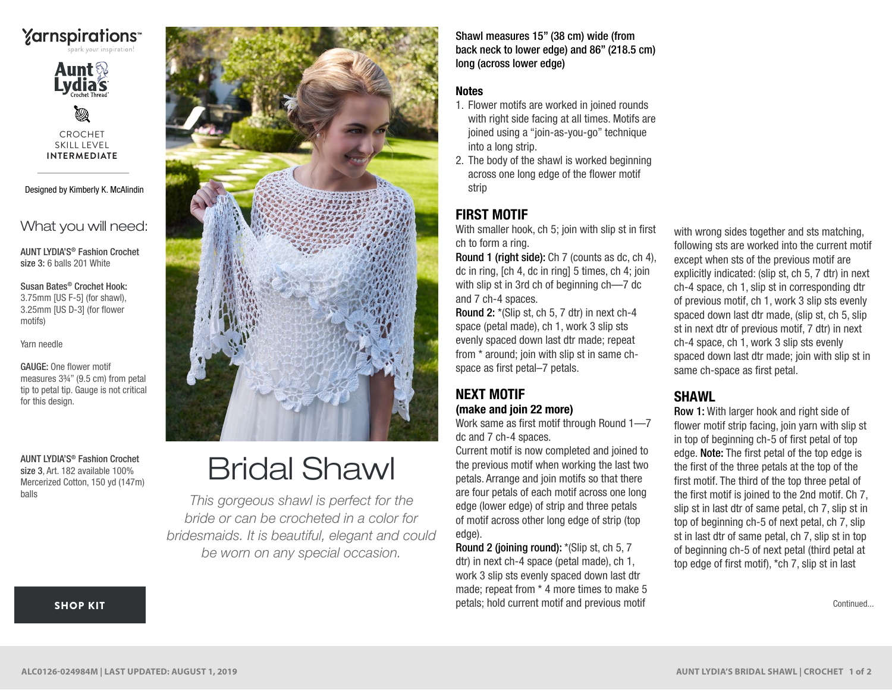Yarnspirations™
spark your inspiration!

Aunt Lydia's Crochet Thread™

CROCHET SKILL LEVEL
**INTERMEDIATE**

Designed by Kimberly K. McAlindin

## What you will need:

**AUNT LYDIA'S® Fashion Crochet size 3:** 6 balls 201 White

**Susan Bates® Crochet Hook:** 3.75mm [US F-5] (for shawl), 3.25mm [US D-3] (for flower motifs)

Yarn needle

**GAUGE:** One flower motif measures 3¾" (9.5 cm) from petal tip to petal tip. Gauge is not critical for this design.

**AUNT LYDIA'S® Fashion Crochet size 3**, Art. 182 available 100% Mercerized Cotton, 150 yd (147m) balls

**SHOP KIT**

# Bridal Shawl

*This gorgeous shawl is perfect for the bride or can be crocheted in a color for bridesmaids. It is beautiful, elegant and could be worn on any special occasion.*

**Shawl measures 15" (38 cm) wide (from back neck to lower edge) and 86" (218.5 cm) long (across lower edge)**

### Notes

1. Flower motifs are worked in joined rounds with right side facing at all times. Motifs are joined using a "join-as-you-go" technique into a long strip.
2. The body of the shawl is worked beginning across one long edge of the flower motif strip

## FIRST MOTIF

With smaller hook, ch 5; join with slip st in first ch to form a ring.

**Round 1 (right side):** Ch 7 (counts as dc, ch 4), dc in ring, [ch 4, dc in ring] 5 times, ch 4; join with slip st in 3rd ch of beginning ch—7 dc and 7 ch-4 spaces.

**Round 2:** *(Slip st, ch 5, 7 dtr) in next ch-4 space (petal made), ch 1, work 3 slip sts evenly spaced down last dtr made; repeat from * around; join with slip st in same ch-space as first petal–7 petals.

## NEXT MOTIF

### (make and join 22 more)

Work same as first motif through Round 1—7 dc and 7 ch-4 spaces.

Current motif is now completed and joined to the previous motif when working the last two petals. Arrange and join motifs so that there are four petals of each motif across one long edge (lower edge) of strip and three petals of motif across other long edge of strip (top edge).

**Round 2 (joining round):** *(Slip st, ch 5, 7 dtr) in next ch-4 space (petal made), ch 1, work 3 slip sts evenly spaced down last dtr made; repeat from * 4 more times to make 5 petals; hold current motif and previous motif with wrong sides together and sts matching, following sts are worked into the current motif except when sts of the previous motif are explicitly indicated: (slip st, ch 5, 7 dtr) in next ch-4 space, ch 1, slip st in corresponding dtr of previous motif, ch 1, work 3 slip sts evenly spaced down last dtr made, (slip st, ch 5, slip st in next dtr of previous motif, 7 dtr) in next ch-4 space, ch 1, work 3 slip sts evenly spaced down last dtr made; join with slip st in same ch-space as first petal.

## SHAWL

**Row 1:** With larger hook and right side of flower motif strip facing, join yarn with slip st in top of beginning ch-5 of first petal of top edge. **Note:** The first petal of the top edge is the first of the three petals at the top of the first motif. The third of the top three petal of the first motif is joined to the 2nd motif. Ch 7, slip st in last dtr of same petal, ch 7, slip st in top of beginning ch-5 of next petal, ch 7, slip st in last dtr of same petal, ch 7, slip st in top of beginning ch-5 of next petal (third petal at top edge of first motif), *ch 7, slip st in last

Continued...

ALC0126-024984M | LAST UPDATED: AUGUST 1, 2019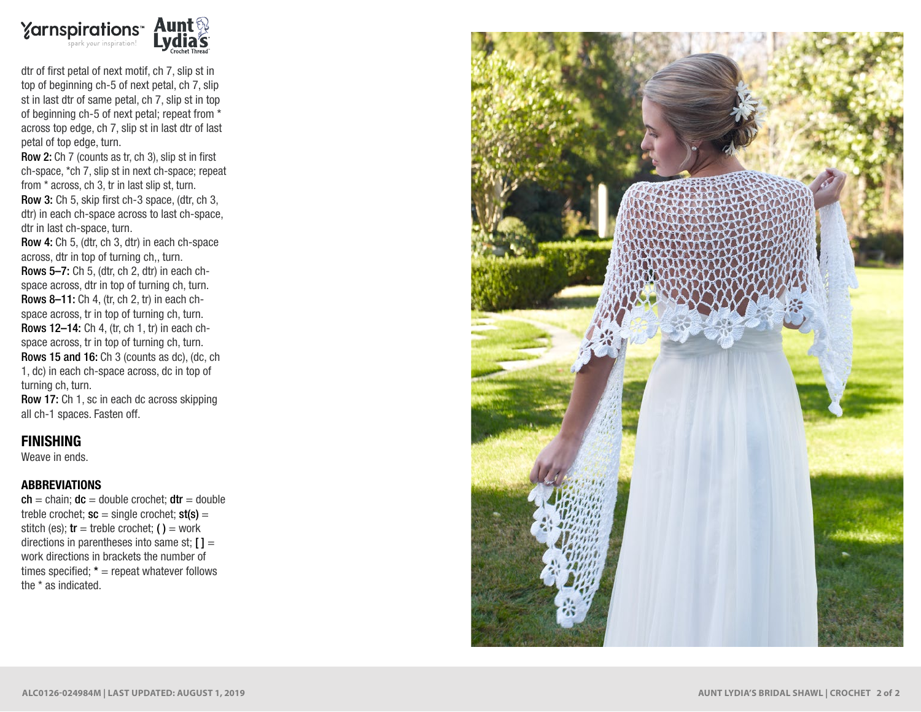dtr of first petal of next motif, ch 7, slip st in top of beginning ch-5 of next petal, ch 7, slip st in last dtr of same petal, ch 7, slip st in top of beginning ch-5 of next petal; repeat from * across top edge, ch 7, slip st in last dtr of last petal of top edge, turn.

**Row 2:** Ch 7 (counts as tr, ch 3), slip st in first ch-space, *ch 7, slip st in next ch-space; repeat from * across, ch 3, tr in last slip st, turn.

**Row 3:** Ch 5, skip first ch-3 space, (dtr, ch 3, dtr) in each ch-space across to last ch-space, dtr in last ch-space, turn.

**Row 4:** Ch 5, (dtr, ch 3, dtr) in each ch-space across, dtr in top of turning ch,, turn.

**Rows 5–7:** Ch 5, (dtr, ch 2, dtr) in each ch-space across, dtr in top of turning ch, turn.

**Rows 8–11:** Ch 4, (tr, ch 2, tr) in each ch-space across, tr in top of turning ch, turn.

**Rows 12–14:** Ch 4, (tr, ch 1, tr) in each ch-space across, tr in top of turning ch, turn.

**Rows 15 and 16:** Ch 3 (counts as dc), (dc, ch 1, dc) in each ch-space across, dc in top of turning ch, turn.

**Row 17:** Ch 1, sc in each dc across skipping all ch-1 spaces. Fasten off.

## FINISHING

Weave in ends.

### ABBREVIATIONS

**ch** = chain; **dc** = double crochet; **dtr** = double treble crochet; **sc** = single crochet; **st(s)** = stitch (es); **tr** = treble crochet; **( )** = work directions in parentheses into same st; **[ ]** = work directions in brackets the number of times specified; ***** = repeat whatever follows the * as indicated.